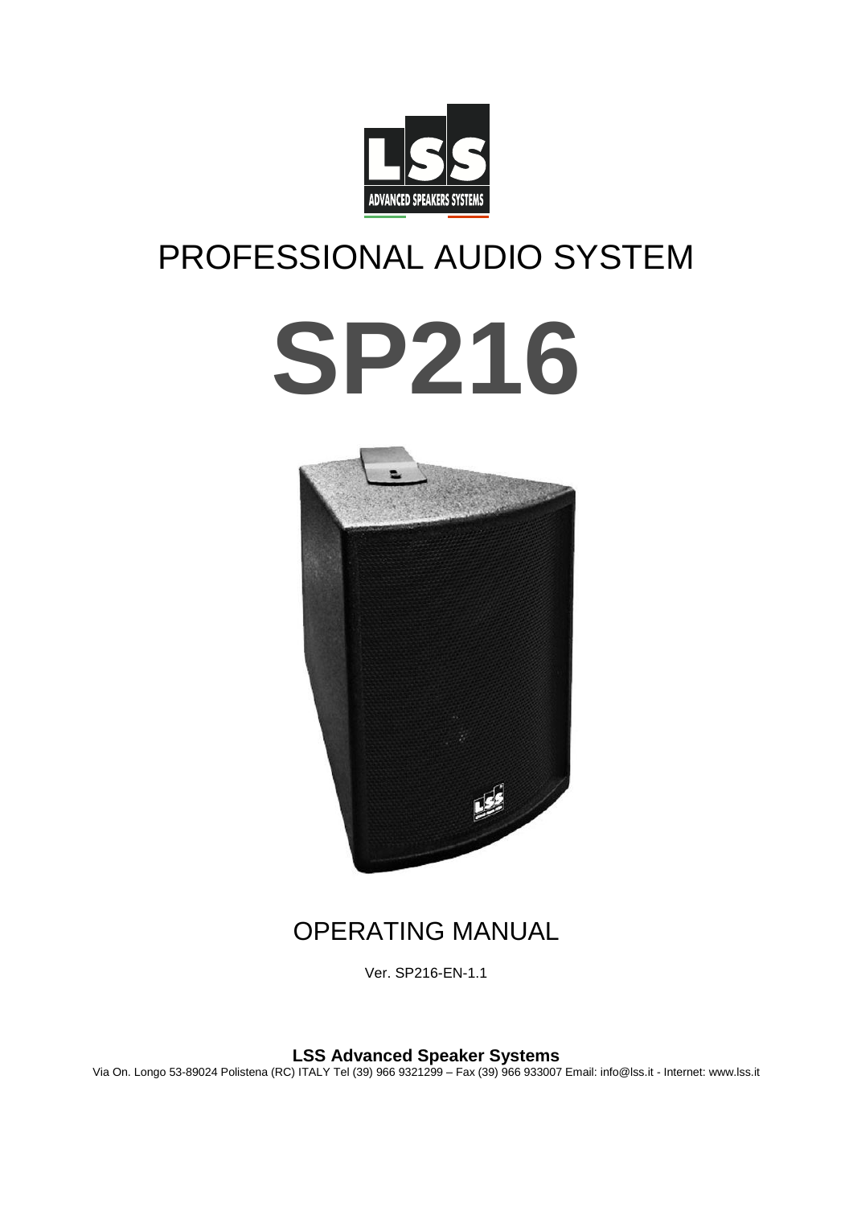LSS

ADVANCED SPEAKERS SYSTEMS

# PROFESSIONAL AUDIO SYSTEM

# SP216

## OPERATING MANUAL

Ver. SP216-EN-1.1

**LSS Advanced Speaker Systems**

Via On. Longo 53-89024 Polistena (RC) ITALY Tel (39) 966 9321299 – Fax (39) 966 933007 Email: info@lss.it - Internet: www.lss.it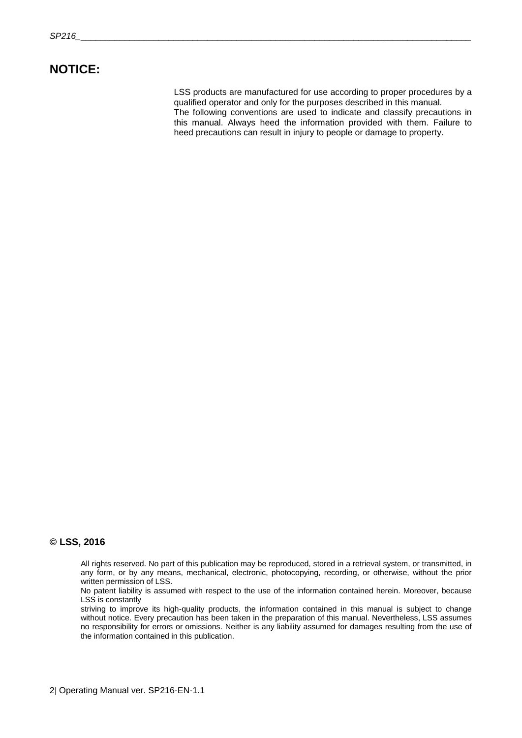## NOTICE:

LSS products are manufactured for use according to proper procedures by a qualified operator and only for the purposes described in this manual.
The following conventions are used to indicate and classify precautions in this manual. Always heed the information provided with them. Failure to heed precautions can result in injury to people or damage to property.

**© LSS, 2016**

All rights reserved. No part of this publication may be reproduced, stored in a retrieval system, or transmitted, in any form, or by any means, mechanical, electronic, photocopying, recording, or otherwise, without the prior written permission of LSS.
No patent liability is assumed with respect to the use of the information contained herein. Moreover, because LSS is constantly
striving to improve its high-quality products, the information contained in this manual is subject to change without notice. Every precaution has been taken in the preparation of this manual. Nevertheless, LSS assumes no responsibility for errors or omissions. Neither is any liability assumed for damages resulting from the use of the information contained in this publication.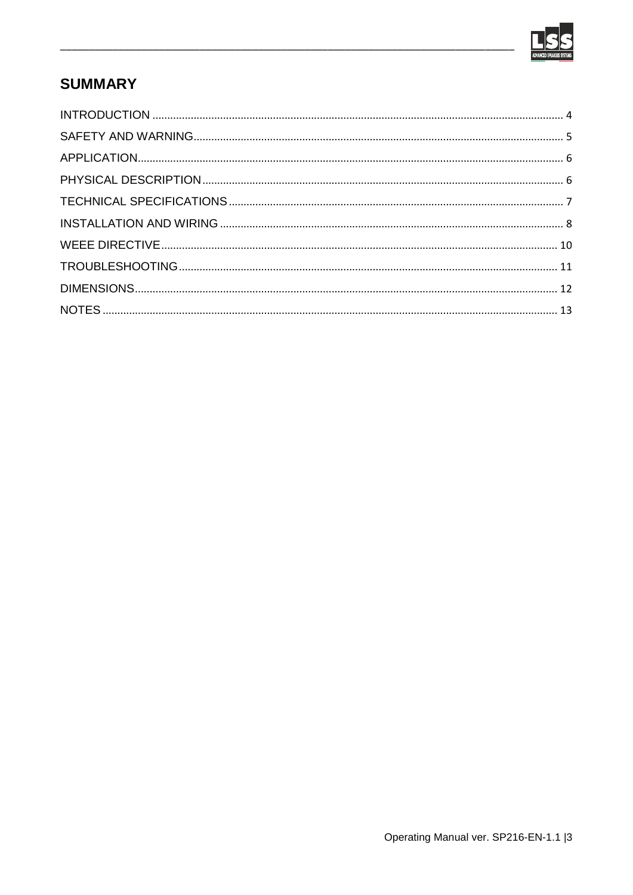# SUMMARY

INTRODUCTION ........................................................... 4

SAFETY AND WARNING ........................................................... 5

APPLICATION ........................................................... 6

PHYSICAL DESCRIPTION ........................................................... 6

TECHNICAL SPECIFICATIONS ........................................................... 7

INSTALLATION AND WIRING ........................................................... 8

WEEE DIRECTIVE ........................................................... 10

TROUBLESHOOTING ........................................................... 11

DIMENSIONS ........................................................... 12

NOTES ........................................................... 13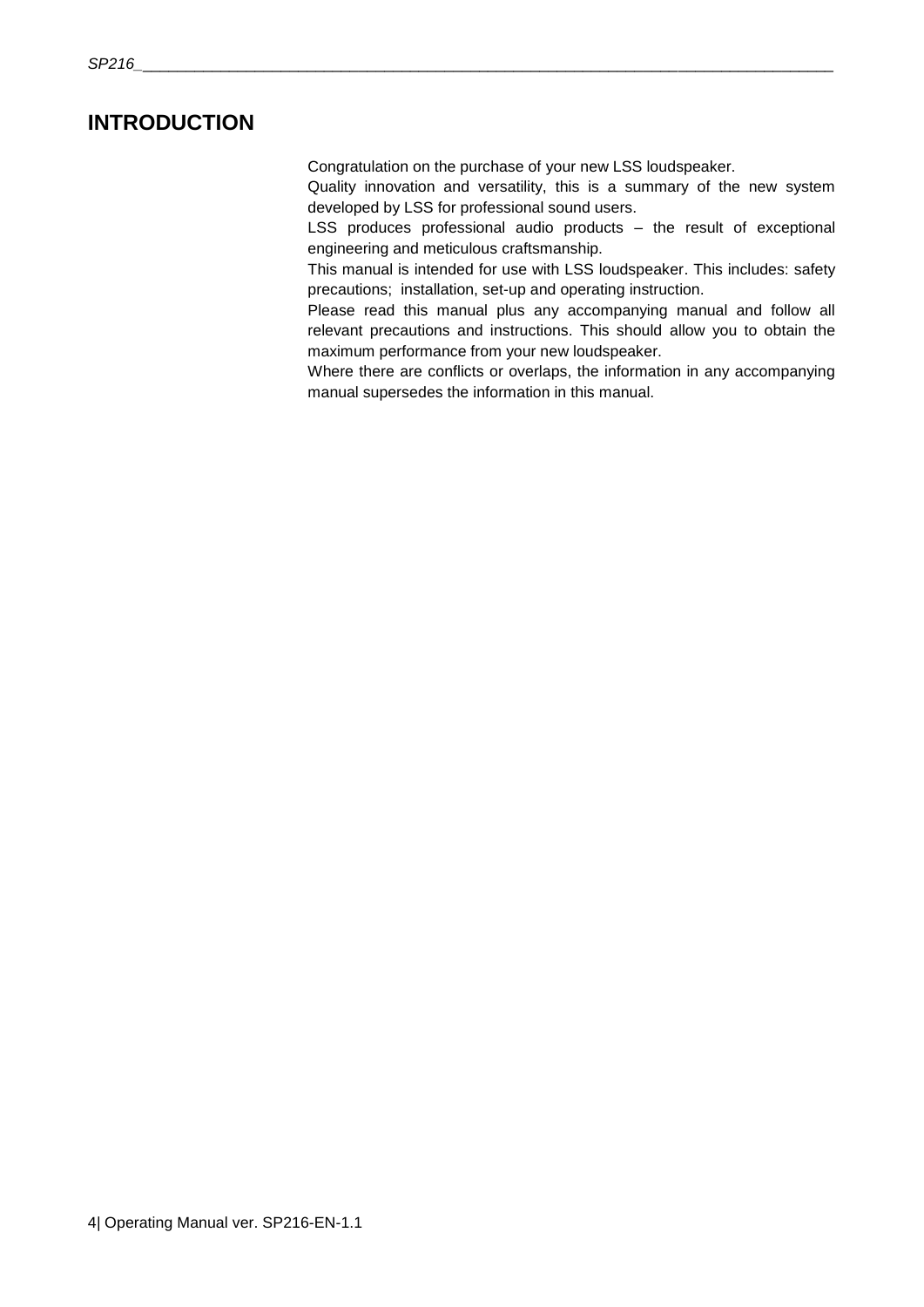# INTRODUCTION

Congratulation on the purchase of your new LSS loudspeaker.

Quality innovation and versatility, this is a summary of the new system developed by LSS for professional sound users.

LSS produces professional audio products – the result of exceptional engineering and meticulous craftsmanship.

This manual is intended for use with LSS loudspeaker. This includes: safety precautions; installation, set-up and operating instruction.

Please read this manual plus any accompanying manual and follow all relevant precautions and instructions. This should allow you to obtain the maximum performance from your new loudspeaker.

Where there are conflicts or overlaps, the information in any accompanying manual supersedes the information in this manual.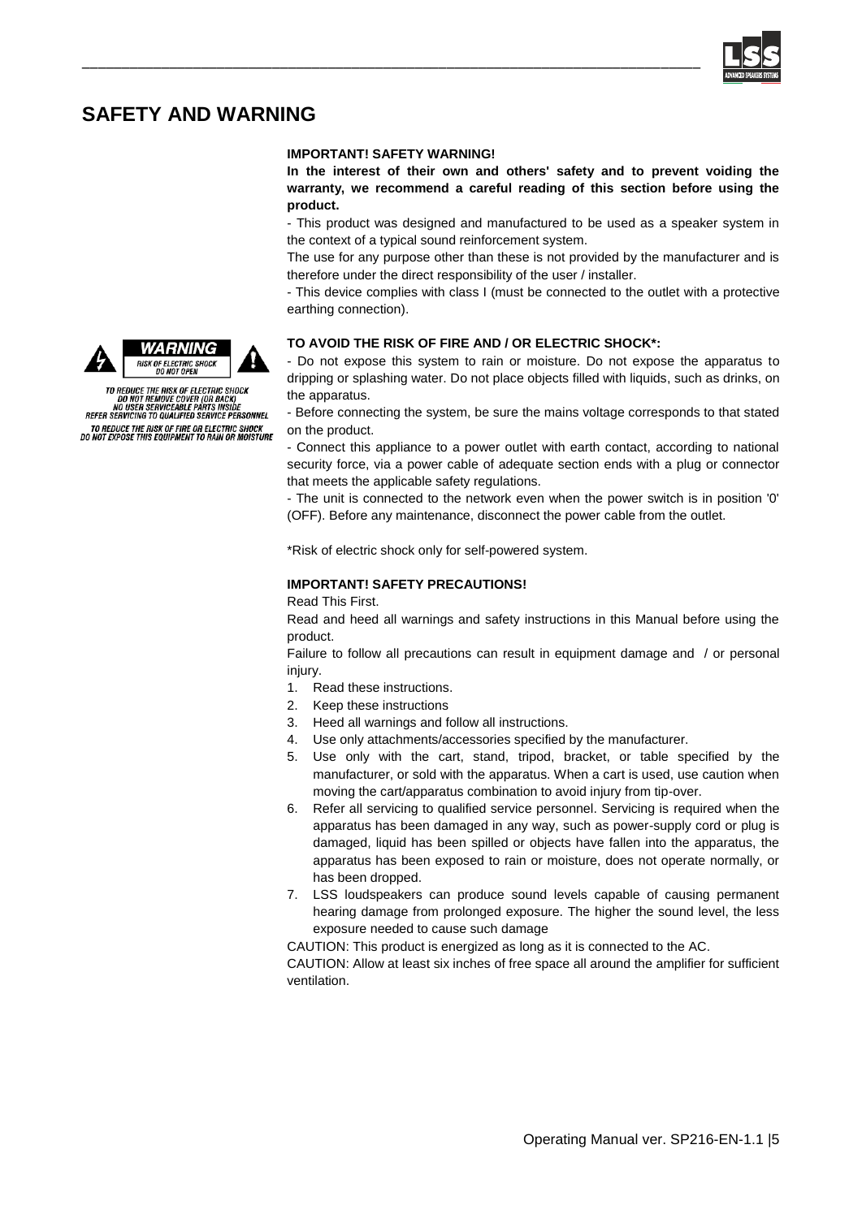# SAFETY AND WARNING

**IMPORTANT! SAFETY WARNING!**

**In the interest of their own and others' safety and to prevent voiding the warranty, we recommend a careful reading of this section before using the product.**

- This product was designed and manufactured to be used as a speaker system in the context of a typical sound reinforcement system.

The use for any purpose other than these is not provided by the manufacturer and is therefore under the direct responsibility of the user / installer.

- This device complies with class I (must be connected to the outlet with a protective earthing connection).

WARNING
RISK OF ELECTRIC SHOCK
DO NOT OPEN

TO REDUCE THE RISK OF ELECTRIC SHOCK
DO NOT REMOVE COVER (OR BACK)
NO USER SERVICEABLE PARTS INSIDE
REFER SERVICING TO QUALIFIED SERVICE PERSONNEL
TO REDUCE THE RISK OF FIRE OR ELECTRIC SHOCK
DO NOT EXPOSE THIS EQUIPMENT TO RAIN OR MOISTURE

**TO AVOID THE RISK OF FIRE AND / OR ELECTRIC SHOCK\*:**

- Do not expose this system to rain or moisture. Do not expose the apparatus to dripping or splashing water. Do not place objects filled with liquids, such as drinks, on the apparatus.

- Before connecting the system, be sure the mains voltage corresponds to that stated on the product.

- Connect this appliance to a power outlet with earth contact, according to national security force, via a power cable of adequate section ends with a plug or connector that meets the applicable safety regulations.

- The unit is connected to the network even when the power switch is in position '0' (OFF). Before any maintenance, disconnect the power cable from the outlet.

\*Risk of electric shock only for self-powered system.

**IMPORTANT! SAFETY PRECAUTIONS!**

Read This First.

Read and heed all warnings and safety instructions in this Manual before using the product.

Failure to follow all precautions can result in equipment damage and / or personal injury.

1. Read these instructions.
2. Keep these instructions
3. Heed all warnings and follow all instructions.
4. Use only attachments/accessories specified by the manufacturer.
5. Use only with the cart, stand, tripod, bracket, or table specified by the manufacturer, or sold with the apparatus. When a cart is used, use caution when moving the cart/apparatus combination to avoid injury from tip-over.
6. Refer all servicing to qualified service personnel. Servicing is required when the apparatus has been damaged in any way, such as power-supply cord or plug is damaged, liquid has been spilled or objects have fallen into the apparatus, the apparatus has been exposed to rain or moisture, does not operate normally, or has been dropped.
7. LSS loudspeakers can produce sound levels capable of causing permanent hearing damage from prolonged exposure. The higher the sound level, the less exposure needed to cause such damage

CAUTION: This product is energized as long as it is connected to the AC.

CAUTION: Allow at least six inches of free space all around the amplifier for sufficient ventilation.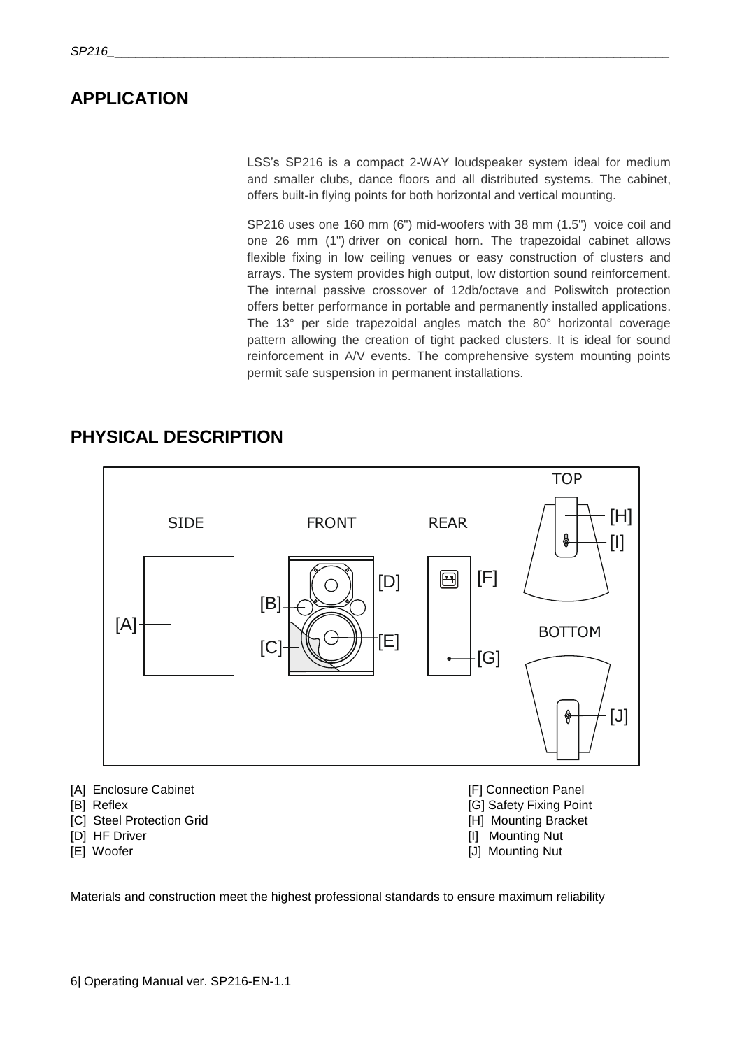## APPLICATION

LSS's SP216 is a compact 2-WAY loudspeaker system ideal for medium and smaller clubs, dance floors and all distributed systems. The cabinet, offers built-in flying points for both horizontal and vertical mounting.

SP216 uses one 160 mm (6") mid-woofers with 38 mm (1.5") voice coil and one 26 mm (1") driver on conical horn. The trapezoidal cabinet allows flexible fixing in low ceiling venues or easy construction of clusters and arrays. The system provides high output, low distortion sound reinforcement. The internal passive crossover of 12db/octave and Poliswitch protection offers better performance in portable and permanently installed applications. The 13° per side trapezoidal angles match the 80° horizontal coverage pattern allowing the creation of tight packed clusters. It is ideal for sound reinforcement in A/V events. The comprehensive system mounting points permit safe suspension in permanent installations.

## PHYSICAL DESCRIPTION

SIDE FRONT REAR TOP BOTTOM

[A] Enclosure Cabinet
[B] Reflex
[C] Steel Protection Grid
[D] HF Driver
[E] Woofer
[F] Connection Panel
[G] Safety Fixing Point
[H] Mounting Bracket
[I] Mounting Nut
[J] Mounting Nut

Materials and construction meet the highest professional standards to ensure maximum reliability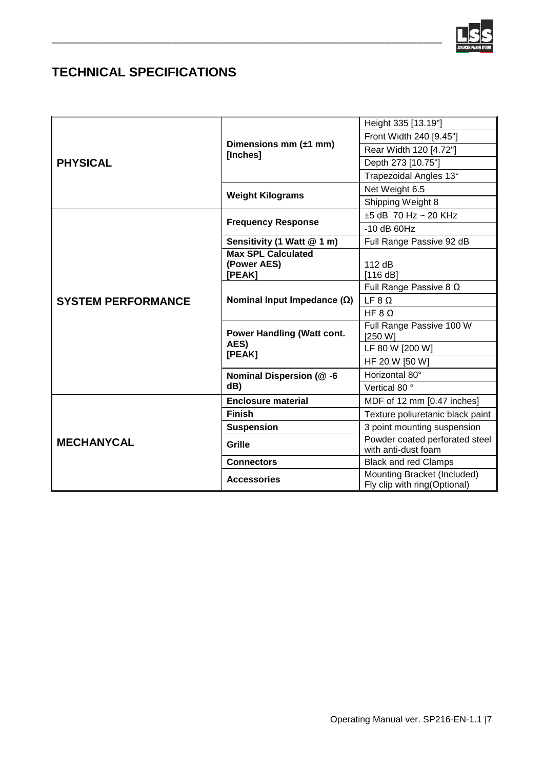## TECHNICAL SPECIFICATIONS

| | | |
|---|---|---|
| **PHYSICAL** | **Dimensions mm (±1 mm) [Inches]** | Height 335 [13.19"] |
| | | Front Width 240 [9.45"] |
| | | Rear Width 120 [4.72"] |
| | | Depth 273 [10.75"] |
| | | Trapezoidal Angles 13° |
| | **Weight Kilograms** | Net Weight 6.5 |
| | | Shipping Weight 8 |
| **SYSTEM PERFORMANCE** | **Frequency Response** | ±5 dB 70 Hz ~ 20 KHz |
| | | -10 dB 60Hz |
| | **Sensitivity (1 Watt @ 1 m)** | Full Range Passive 92 dB |
| | **Max SPL Calculated (Power AES) [PEAK]** | 112 dB [116 dB] |
| | **Nominal Input Impedance (Ω)** | Full Range Passive 8 Ω |
| | | LF 8 Ω |
| | | HF 8 Ω |
| | **Power Handling (Watt cont. AES) [PEAK]** | Full Range Passive 100 W [250 W] |
| | | LF 80 W [200 W] |
| | | HF 20 W [50 W] |
| | **Nominal Dispersion (@ -6 dB)** | Horizontal 80° |
| | | Vertical 80 ° |
| **MECHANYCAL** | **Enclosure material** | MDF of 12 mm [0.47 inches] |
| | **Finish** | Texture poliuretanic black paint |
| | **Suspension** | 3 point mounting suspension |
| | **Grille** | Powder coated perforated steel with anti-dust foam |
| | **Connectors** | Black and red Clamps |
| | **Accessories** | Mounting Bracket (Included) Fly clip with ring(Optional) |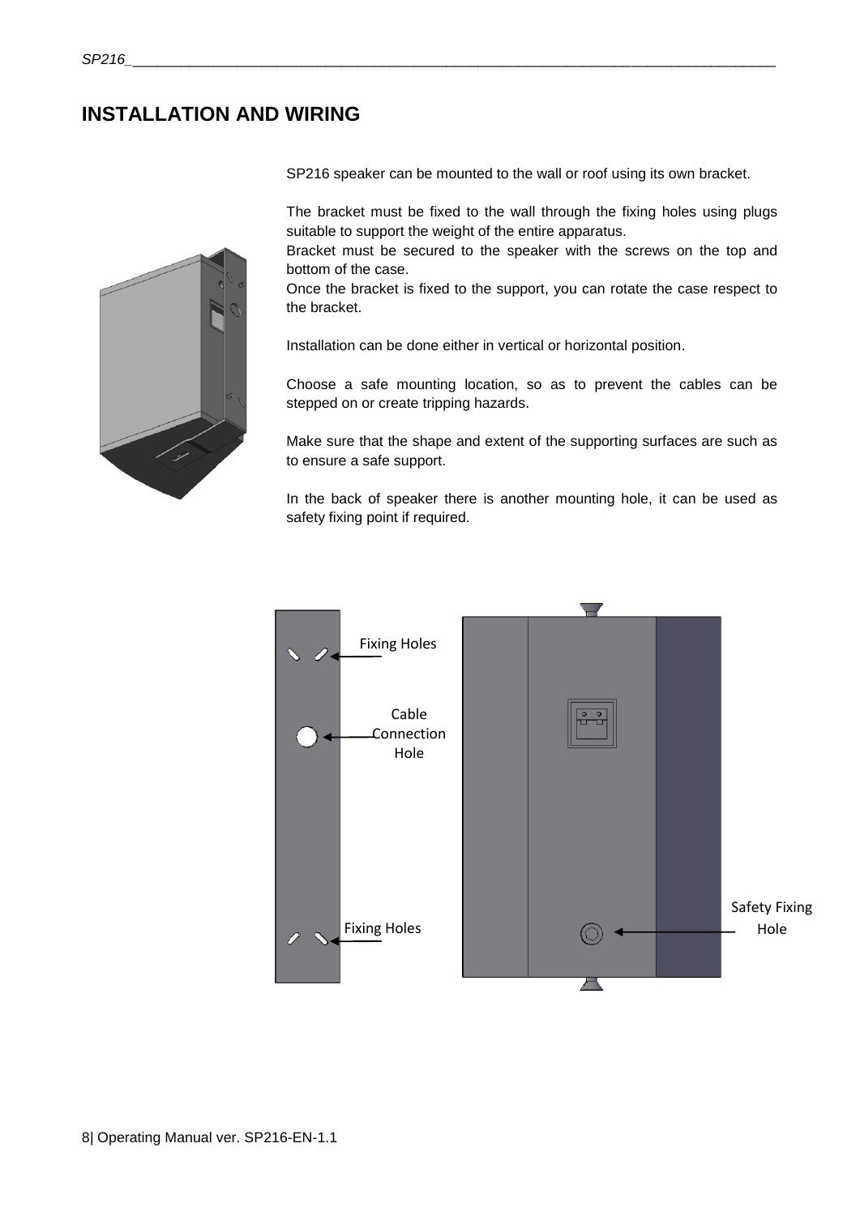# INSTALLATION AND WIRING

SP216 speaker can be mounted to the wall or roof using its own bracket.

The bracket must be fixed to the wall through the fixing holes using plugs suitable to support the weight of the entire apparatus.
Bracket must be secured to the speaker with the screws on the top and bottom of the case.
Once the bracket is fixed to the support, you can rotate the case respect to the bracket.

Installation can be done either in vertical or horizontal position.

Choose a safe mounting location, so as to prevent the cables can be stepped on or create tripping hazards.

Make sure that the shape and extent of the supporting surfaces are such as to ensure a safe support.

In the back of speaker there is another mounting hole, it can be used as safety fixing point if required.

Fixing Holes

Cable Connection Hole

Fixing Holes

Safety Fixing Hole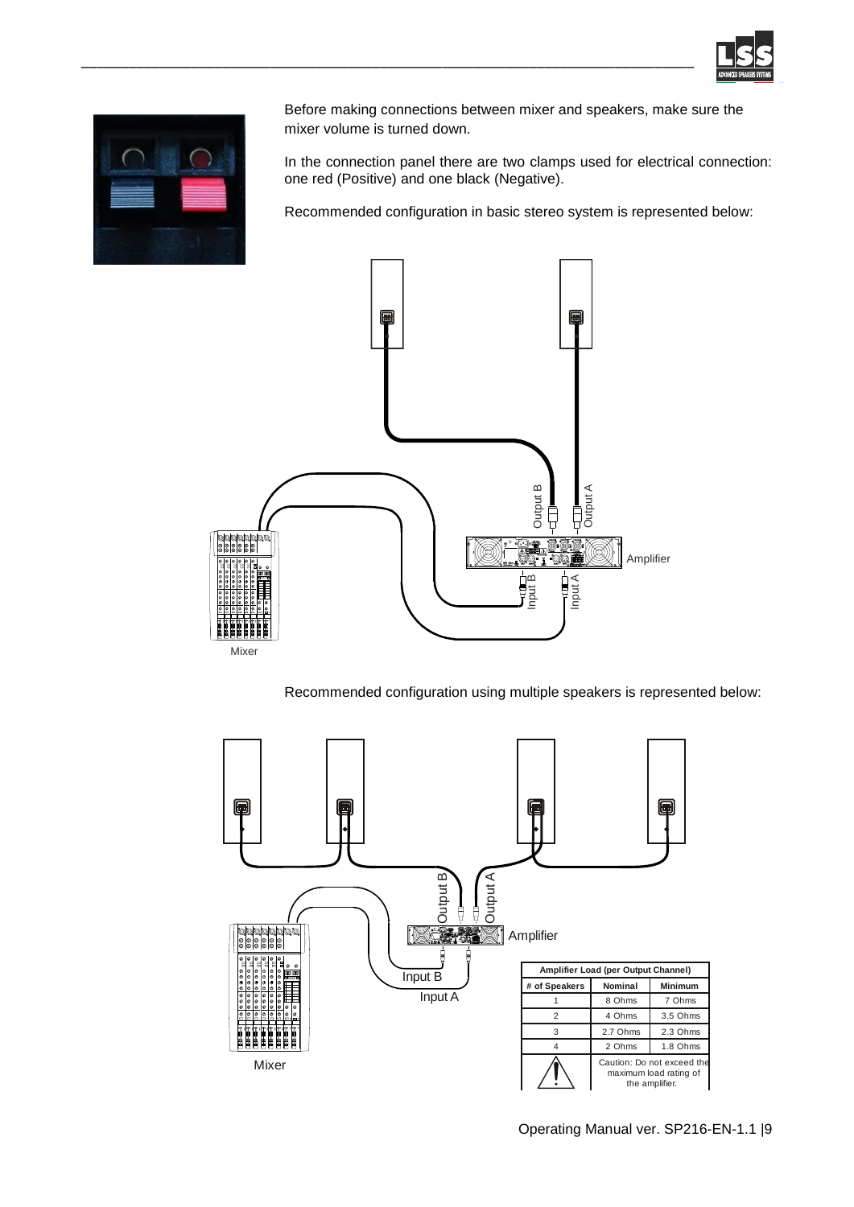Before making connections between mixer and speakers, make sure the mixer volume is turned down.

In the connection panel there are two clamps used for electrical connection: one red (Positive) and one black (Negative).

Recommended configuration in basic stereo system is represented below:

Output B Output A Amplifier Input B Input A Mixer

Recommended configuration using multiple speakers is represented below:

Output B Output A Amplifier Input B Input A Mixer

| Amplifier Load (per Output Channel) | | |
|---|---|---|
| # of Speakers | Nominal | Minimum |
| 1 | 8 Ohms | 7 Ohms |
| 2 | 4 Ohms | 3.5 Ohms |
| 3 | 2.7 Ohms | 2.3 Ohms |
| 4 | 2 Ohms | 1.8 Ohms |

Caution: Do not exceed the maximum load rating of the amplifier.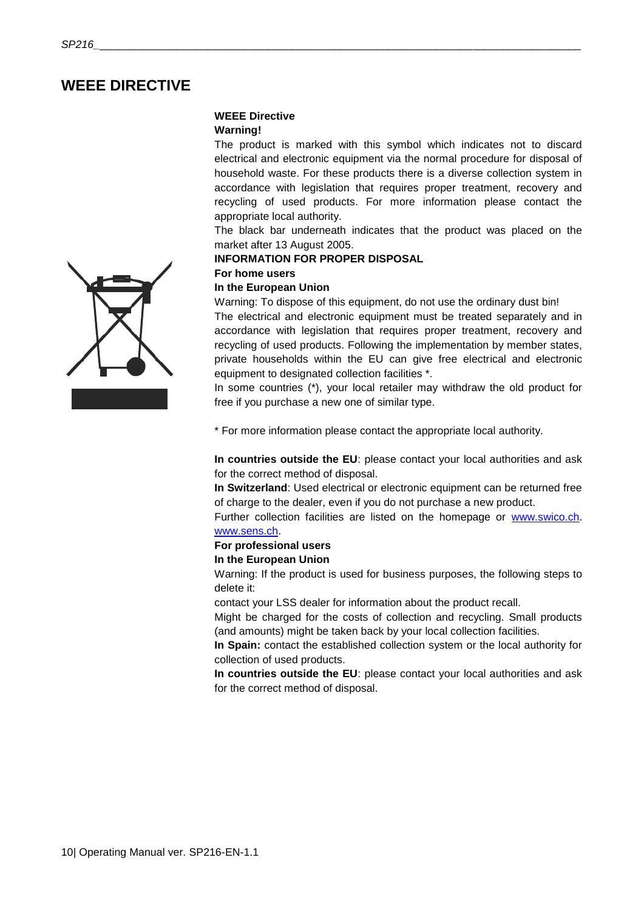# WEEE DIRECTIVE

**WEEE Directive**

**Warning!**

The product is marked with this symbol which indicates not to discard electrical and electronic equipment via the normal procedure for disposal of household waste. For these products there is a diverse collection system in accordance with legislation that requires proper treatment, recovery and recycling of used products. For more information please contact the appropriate local authority.

The black bar underneath indicates that the product was placed on the market after 13 August 2005.

**INFORMATION FOR PROPER DISPOSAL**

**For home users**

**In the European Union**

Warning: To dispose of this equipment, do not use the ordinary dust bin!

The electrical and electronic equipment must be treated separately and in accordance with legislation that requires proper treatment, recovery and recycling of used products. Following the implementation by member states, private households within the EU can give free electrical and electronic equipment to designated collection facilities *.

In some countries (*), your local retailer may withdraw the old product for free if you purchase a new one of similar type.

* For more information please contact the appropriate local authority.

**In countries outside the EU**: please contact your local authorities and ask for the correct method of disposal.

**In Switzerland**: Used electrical or electronic equipment can be returned free of charge to the dealer, even if you do not purchase a new product.

Further collection facilities are listed on the homepage or www.swico.ch. www.sens.ch.

**For professional users**

**In the European Union**

Warning: If the product is used for business purposes, the following steps to delete it:

contact your LSS dealer for information about the product recall.

Might be charged for the costs of collection and recycling. Small products (and amounts) might be taken back by your local collection facilities.

**In Spain:** contact the established collection system or the local authority for collection of used products.

**In countries outside the EU**: please contact your local authorities and ask for the correct method of disposal.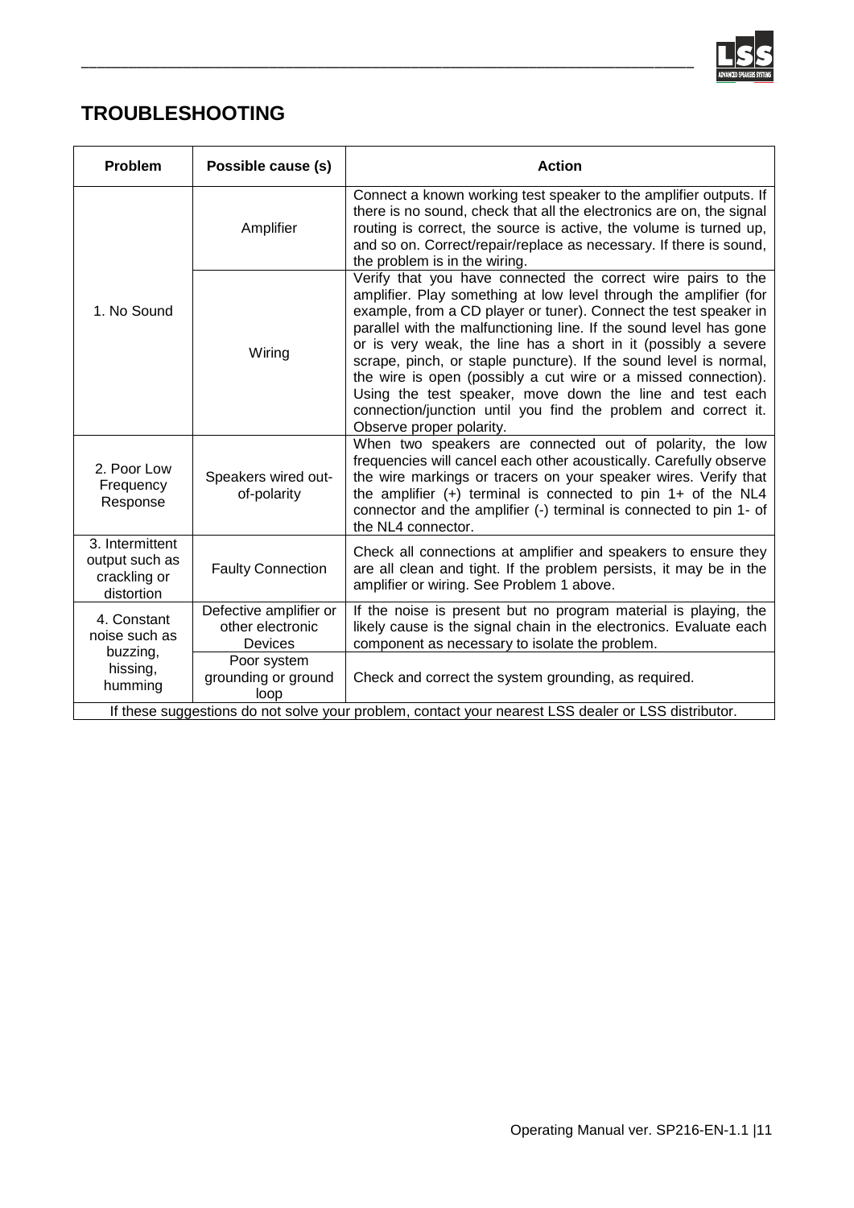# TROUBLESHOOTING

| Problem | Possible cause (s) | Action |
|---|---|---|
| 1. No Sound | Amplifier | Connect a known working test speaker to the amplifier outputs. If there is no sound, check that all the electronics are on, the signal routing is correct, the source is active, the volume is turned up, and so on. Correct/repair/replace as necessary. If there is sound, the problem is in the wiring. |
| | Wiring | Verify that you have connected the correct wire pairs to the amplifier. Play something at low level through the amplifier (for example, from a CD player or tuner). Connect the test speaker in parallel with the malfunctioning line. If the sound level has gone or is very weak, the line has a short in it (possibly a severe scrape, pinch, or staple puncture). If the sound level is normal, the wire is open (possibly a cut wire or a missed connection). Using the test speaker, move down the line and test each connection/junction until you find the problem and correct it. Observe proper polarity. |
| 2. Poor Low Frequency Response | Speakers wired out-of-polarity | When two speakers are connected out of polarity, the low frequencies will cancel each other acoustically. Carefully observe the wire markings or tracers on your speaker wires. Verify that the amplifier (+) terminal is connected to pin 1+ of the NL4 connector and the amplifier (-) terminal is connected to pin 1- of the NL4 connector. |
| 3. Intermittent output such as crackling or distortion | Faulty Connection | Check all connections at amplifier and speakers to ensure they are all clean and tight. If the problem persists, it may be in the amplifier or wiring. See Problem 1 above. |
| 4. Constant noise such as buzzing, hissing, humming | Defective amplifier or other electronic Devices | If the noise is present but no program material is playing, the likely cause is the signal chain in the electronics. Evaluate each component as necessary to isolate the problem. |
| | Poor system grounding or ground loop | Check and correct the system grounding, as required. |
| If these suggestions do not solve your problem, contact your nearest LSS dealer or LSS distributor. | | |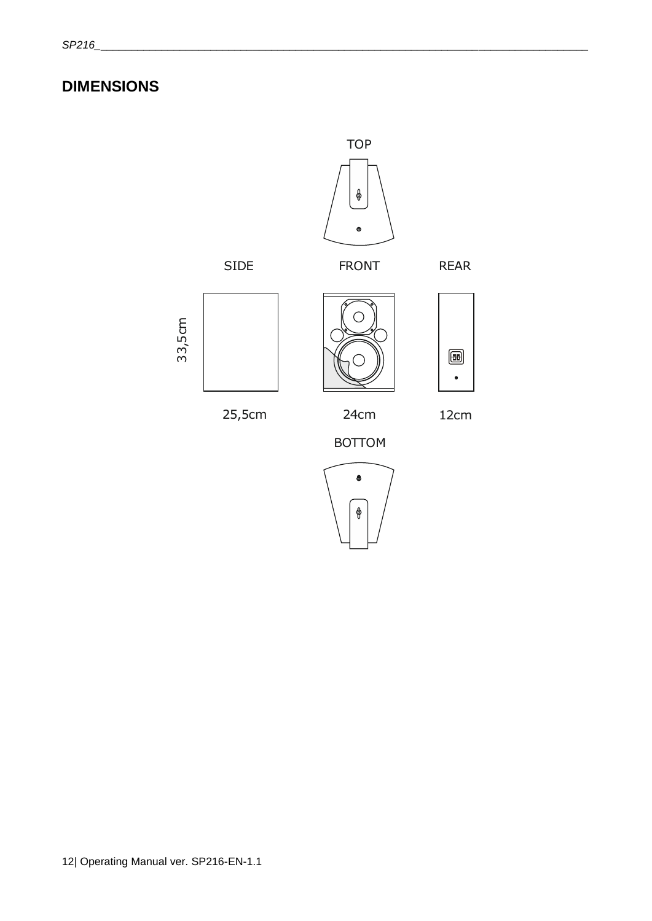## DIMENSIONS

TOP

SIDE FRONT REAR

33,5cm

25,5cm 24cm 12cm

BOTTOM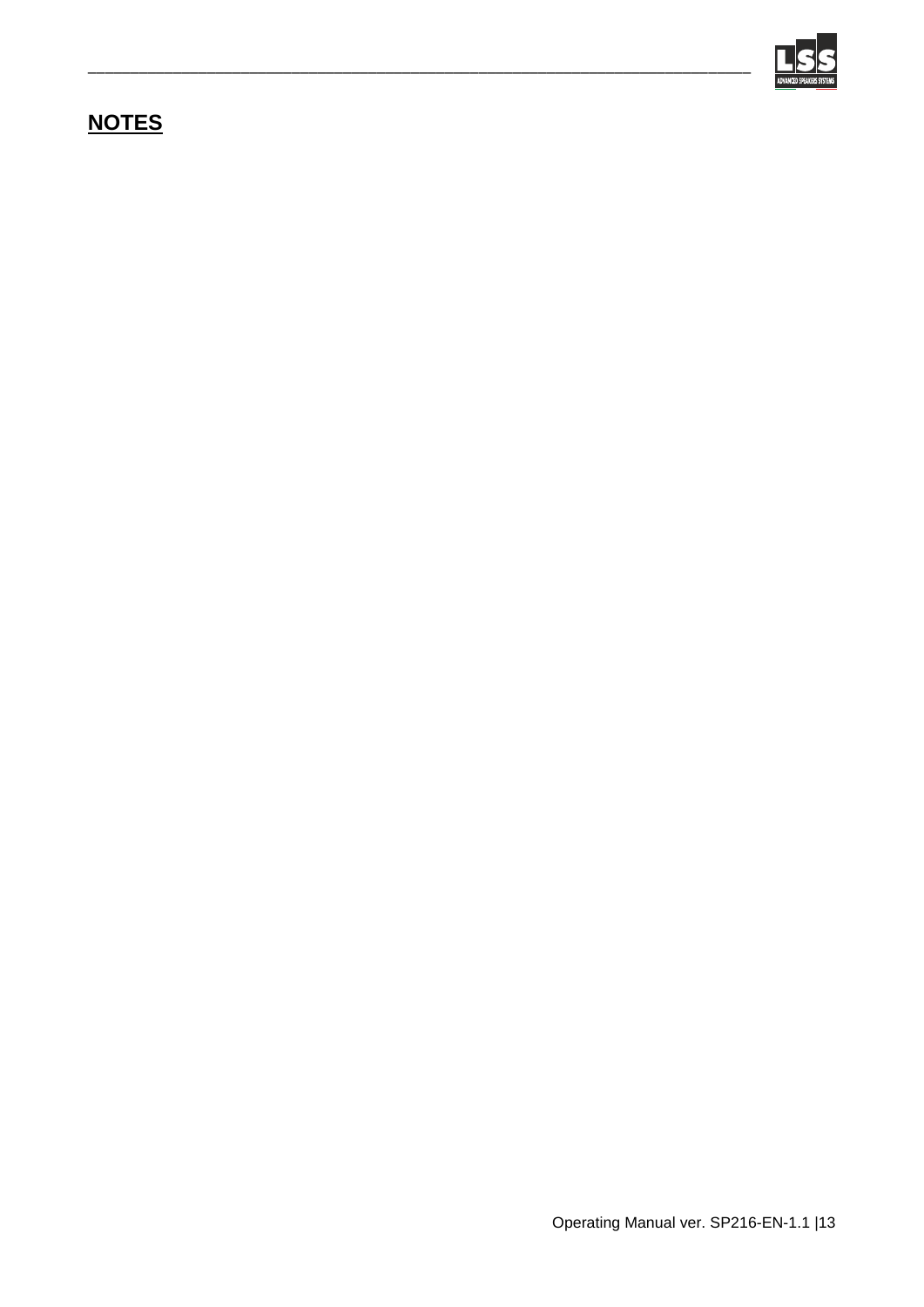## NOTES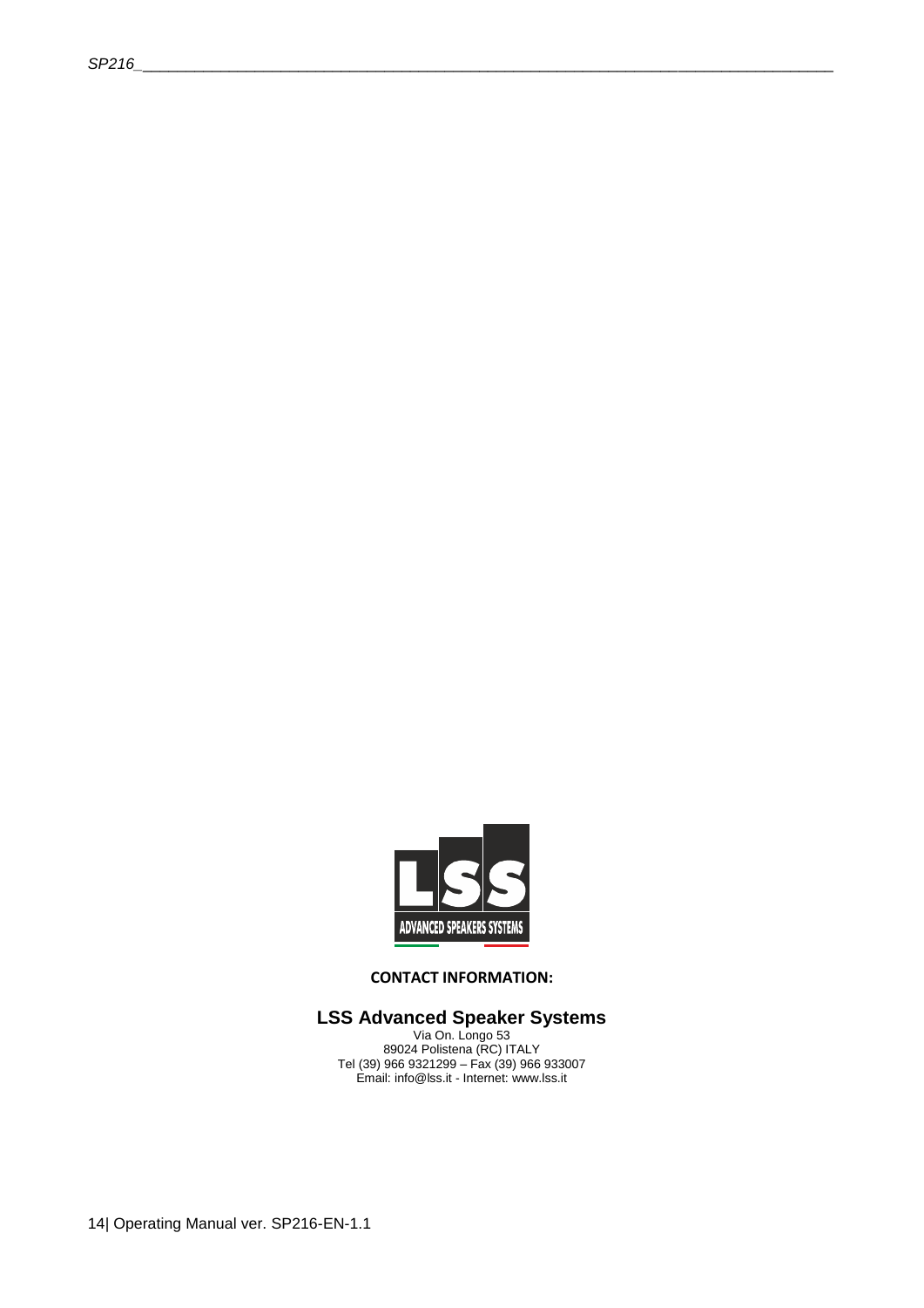**CONTACT INFORMATION:**

**LSS Advanced Speaker Systems**

Via On. Longo 53
89024 Polistena (RC) ITALY
Tel (39) 966 9321299 – Fax (39) 966 933007
Email: info@lss.it - Internet: www.lss.it